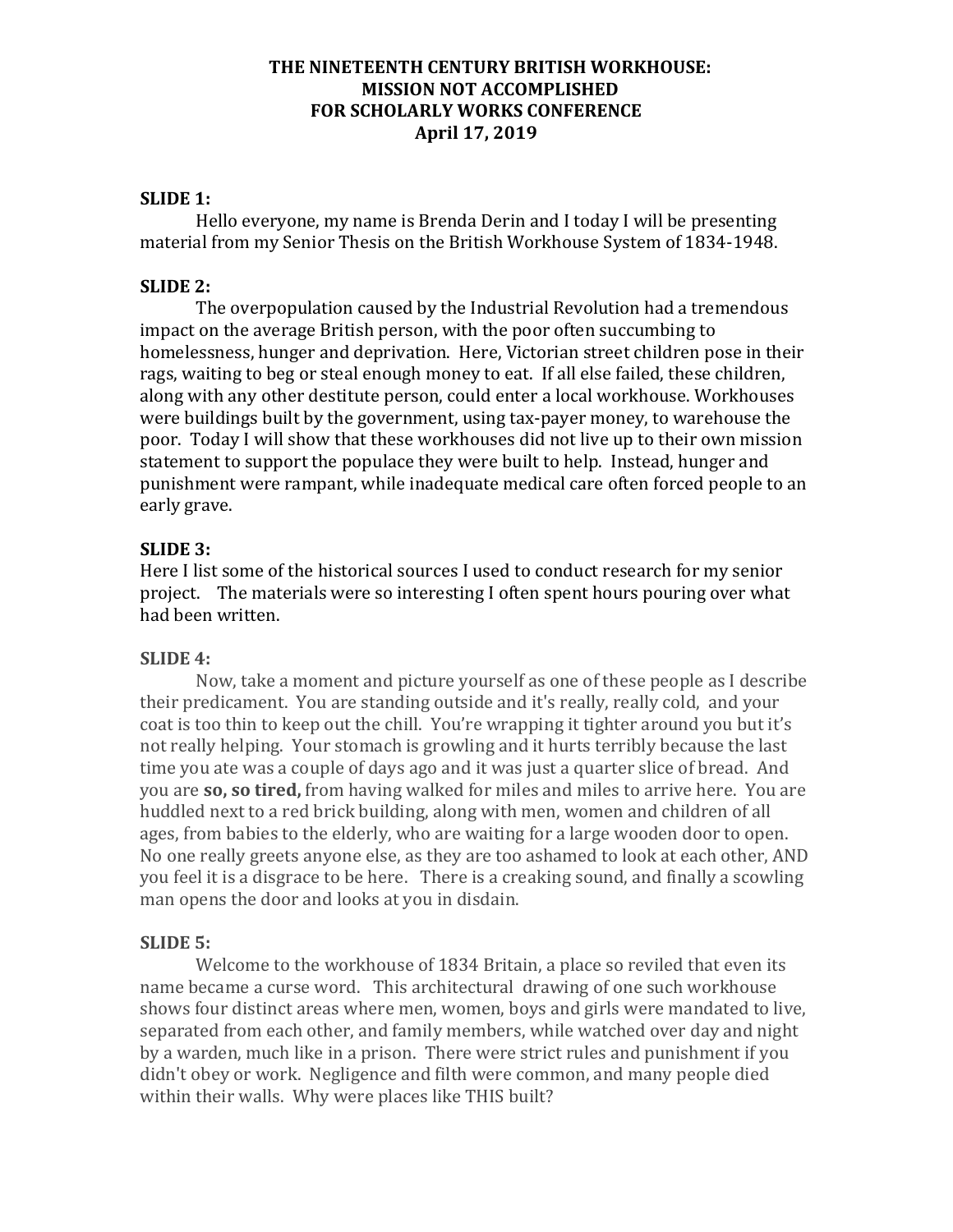**THE NINETEENTH CENTURY BRITISH WORKHOUSE:**
**MISSION NOT ACCOMPLISHED**
**FOR SCHOLARLY WORKS CONFERENCE**
**April 17, 2019**

**SLIDE 1:**

Hello everyone, my name is Brenda Derin and I today I will be presenting material from my Senior Thesis on the British Workhouse System of 1834-1948.

**SLIDE 2:**

The overpopulation caused by the Industrial Revolution had a tremendous impact on the average British person, with the poor often succumbing to homelessness, hunger and deprivation. Here, Victorian street children pose in their rags, waiting to beg or steal enough money to eat. If all else failed, these children, along with any other destitute person, could enter a local workhouse. Workhouses were buildings built by the government, using tax-payer money, to warehouse the poor. Today I will show that these workhouses did not live up to their own mission statement to support the populace they were built to help. Instead, hunger and punishment were rampant, while inadequate medical care often forced people to an early grave.

**SLIDE 3:**

Here I list some of the historical sources I used to conduct research for my senior project. The materials were so interesting I often spent hours pouring over what had been written.

**SLIDE 4:**

Now, take a moment and picture yourself as one of these people as I describe their predicament. You are standing outside and it's really, really cold, and your coat is too thin to keep out the chill. You're wrapping it tighter around you but it's not really helping. Your stomach is growling and it hurts terribly because the last time you ate was a couple of days ago and it was just a quarter slice of bread. And you are **so, so tired,** from having walked for miles and miles to arrive here. You are huddled next to a red brick building, along with men, women and children of all ages, from babies to the elderly, who are waiting for a large wooden door to open. No one really greets anyone else, as they are too ashamed to look at each other, AND you feel it is a disgrace to be here. There is a creaking sound, and finally a scowling man opens the door and looks at you in disdain.

**SLIDE 5:**

Welcome to the workhouse of 1834 Britain, a place so reviled that even its name became a curse word. This architectural drawing of one such workhouse shows four distinct areas where men, women, boys and girls were mandated to live, separated from each other, and family members, while watched over day and night by a warden, much like in a prison. There were strict rules and punishment if you didn't obey or work. Negligence and filth were common, and many people died within their walls. Why were places like THIS built?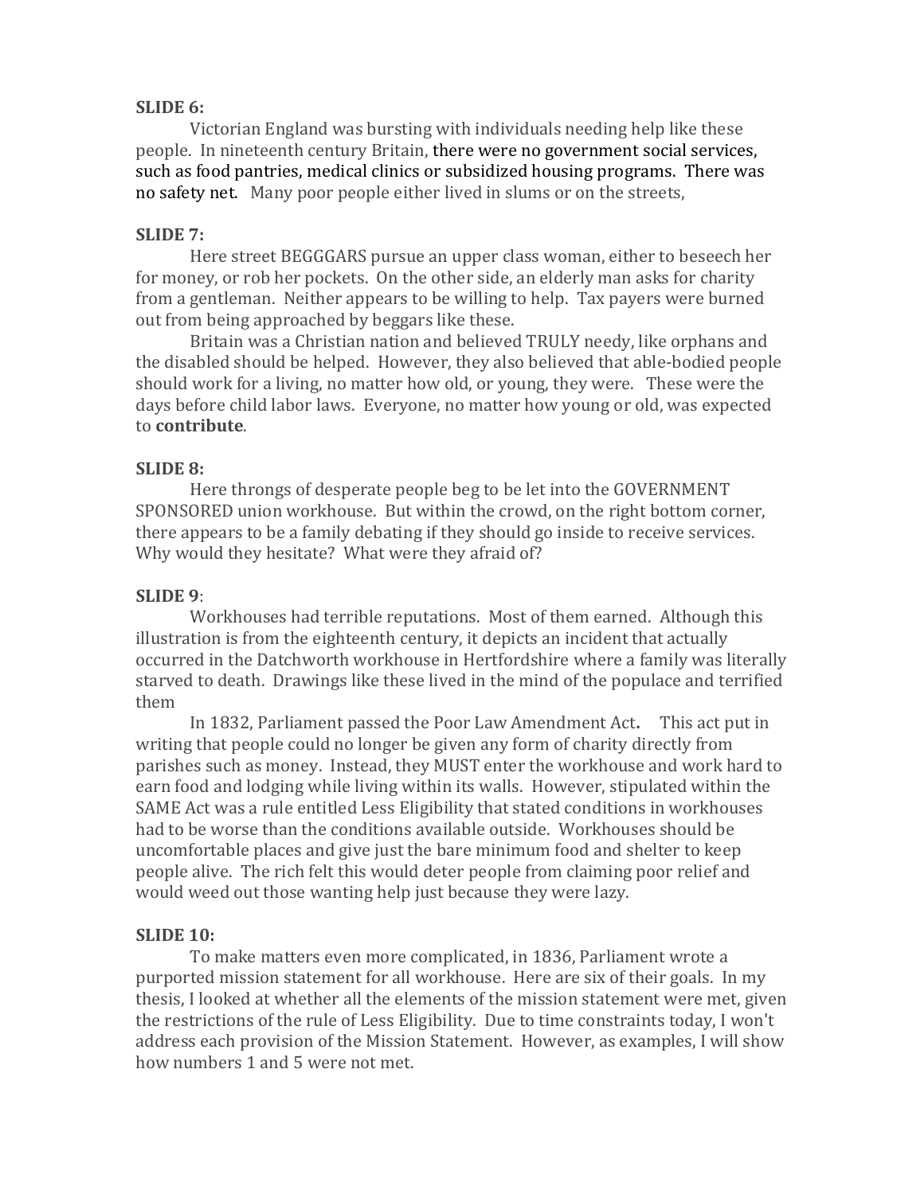**SLIDE 6:**

Victorian England was bursting with individuals needing help like these people. In nineteenth century Britain, there were no government social services, such as food pantries, medical clinics or subsidized housing programs. There was no safety net. Many poor people either lived in slums or on the streets,

**SLIDE 7:**

Here street BEGGGARS pursue an upper class woman, either to beseech her for money, or rob her pockets. On the other side, an elderly man asks for charity from a gentleman. Neither appears to be willing to help. Tax payers were burned out from being approached by beggars like these.

Britain was a Christian nation and believed TRULY needy, like orphans and the disabled should be helped. However, they also believed that able-bodied people should work for a living, no matter how old, or young, they were. These were the days before child labor laws. Everyone, no matter how young or old, was expected to **contribute**.

**SLIDE 8:**

Here throngs of desperate people beg to be let into the GOVERNMENT SPONSORED union workhouse. But within the crowd, on the right bottom corner, there appears to be a family debating if they should go inside to receive services. Why would they hesitate? What were they afraid of?

**SLIDE 9**:

Workhouses had terrible reputations. Most of them earned. Although this illustration is from the eighteenth century, it depicts an incident that actually occurred in the Datchworth workhouse in Hertfordshire where a family was literally starved to death. Drawings like these lived in the mind of the populace and terrified them

In 1832, Parliament passed the Poor Law Amendment Act**.** This act put in writing that people could no longer be given any form of charity directly from parishes such as money. Instead, they MUST enter the workhouse and work hard to earn food and lodging while living within its walls. However, stipulated within the SAME Act was a rule entitled Less Eligibility that stated conditions in workhouses had to be worse than the conditions available outside. Workhouses should be uncomfortable places and give just the bare minimum food and shelter to keep people alive. The rich felt this would deter people from claiming poor relief and would weed out those wanting help just because they were lazy.

**SLIDE 10:**

To make matters even more complicated, in 1836, Parliament wrote a purported mission statement for all workhouse. Here are six of their goals. In my thesis, I looked at whether all the elements of the mission statement were met, given the restrictions of the rule of Less Eligibility. Due to time constraints today, I won't address each provision of the Mission Statement. However, as examples, I will show how numbers 1 and 5 were not met.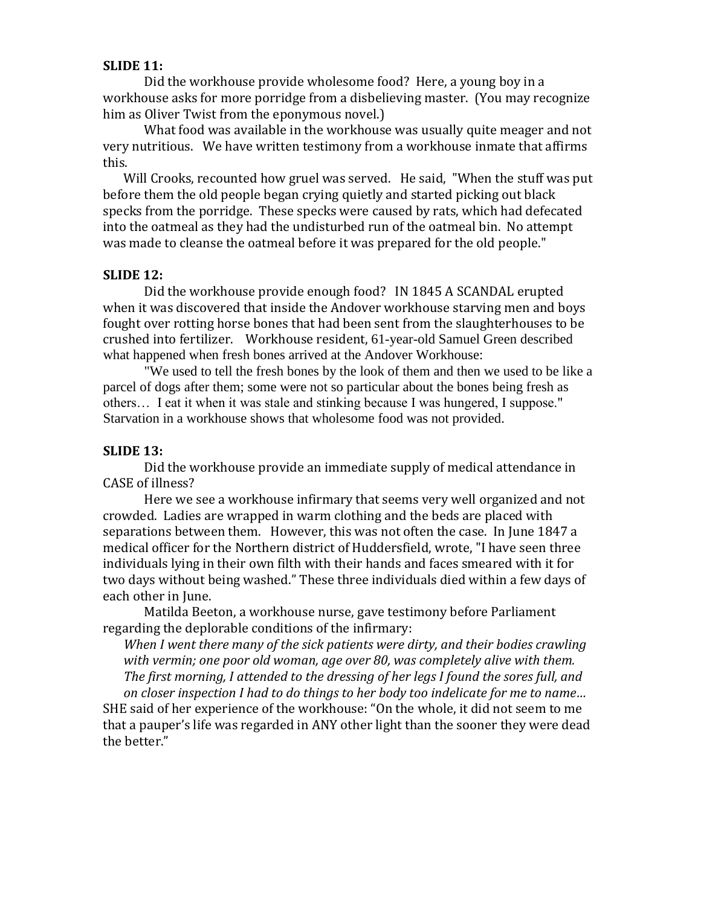**SLIDE 11:**

Did the workhouse provide wholesome food? Here, a young boy in a workhouse asks for more porridge from a disbelieving master. (You may recognize him as Oliver Twist from the eponymous novel.)

What food was available in the workhouse was usually quite meager and not very nutritious. We have written testimony from a workhouse inmate that affirms this.

Will Crooks, recounted how gruel was served. He said, "When the stuff was put before them the old people began crying quietly and started picking out black specks from the porridge. These specks were caused by rats, which had defecated into the oatmeal as they had the undisturbed run of the oatmeal bin. No attempt was made to cleanse the oatmeal before it was prepared for the old people."

**SLIDE 12:**

Did the workhouse provide enough food? IN 1845 A SCANDAL erupted when it was discovered that inside the Andover workhouse starving men and boys fought over rotting horse bones that had been sent from the slaughterhouses to be crushed into fertilizer. Workhouse resident, 61-year-old Samuel Green described what happened when fresh bones arrived at the Andover Workhouse:

"We used to tell the fresh bones by the look of them and then we used to be like a parcel of dogs after them; some were not so particular about the bones being fresh as others… I eat it when it was stale and stinking because I was hungered, I suppose." Starvation in a workhouse shows that wholesome food was not provided.

**SLIDE 13:**

Did the workhouse provide an immediate supply of medical attendance in CASE of illness?

Here we see a workhouse infirmary that seems very well organized and not crowded. Ladies are wrapped in warm clothing and the beds are placed with separations between them. However, this was not often the case. In June 1847 a medical officer for the Northern district of Huddersfield, wrote, "I have seen three individuals lying in their own filth with their hands and faces smeared with it for two days without being washed." These three individuals died within a few days of each other in June.

Matilda Beeton, a workhouse nurse, gave testimony before Parliament regarding the deplorable conditions of the infirmary:

*When I went there many of the sick patients were dirty, and their bodies crawling with vermin; one poor old woman, age over 80, was completely alive with them. The first morning, I attended to the dressing of her legs I found the sores full, and on closer inspection I had to do things to her body too indelicate for me to name…*

SHE said of her experience of the workhouse: "On the whole, it did not seem to me that a pauper's life was regarded in ANY other light than the sooner they were dead the better."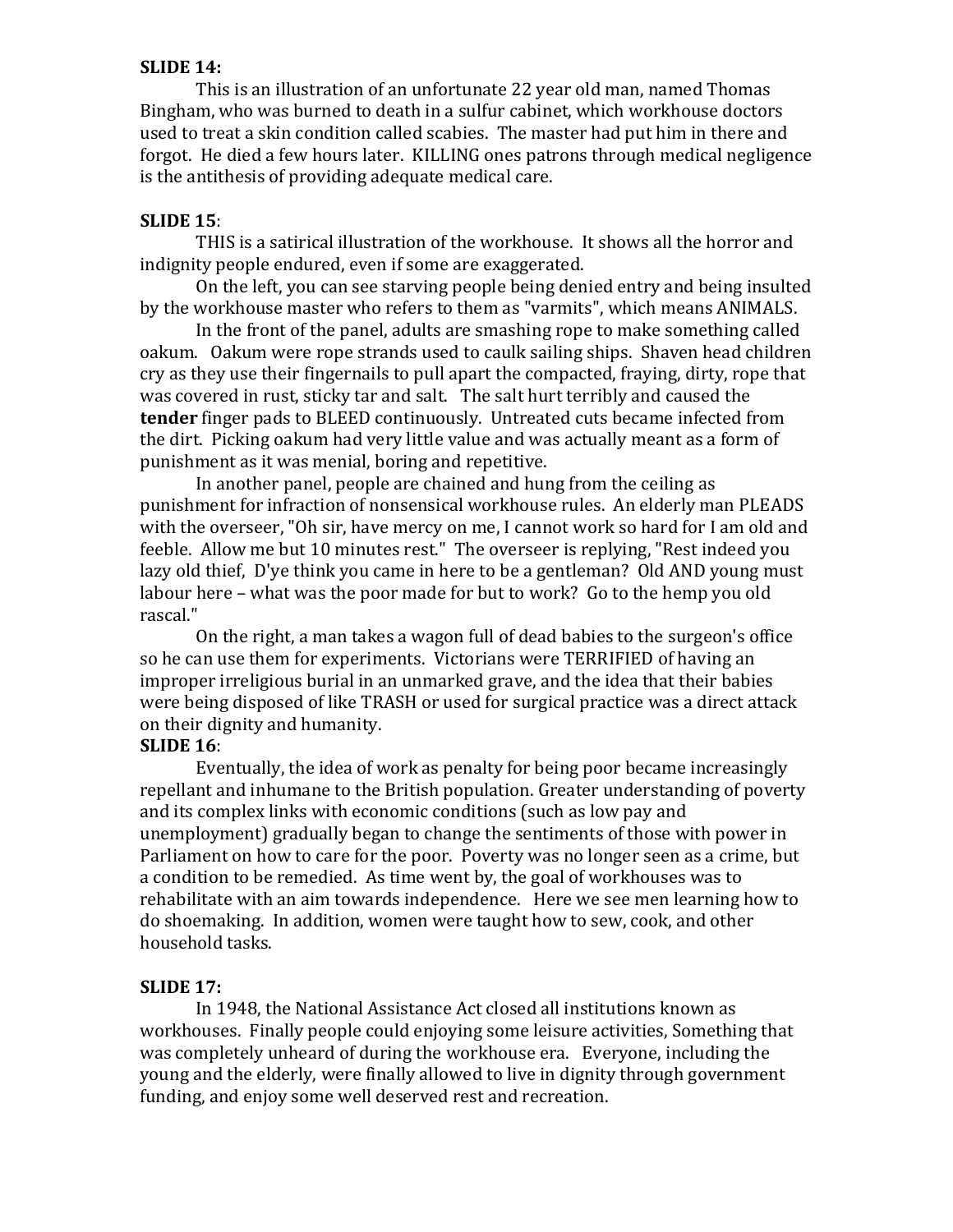**SLIDE 14:**

This is an illustration of an unfortunate 22 year old man, named Thomas Bingham, who was burned to death in a sulfur cabinet, which workhouse doctors used to treat a skin condition called scabies. The master had put him in there and forgot. He died a few hours later. KILLING ones patrons through medical negligence is the antithesis of providing adequate medical care.

**SLIDE 15**:

THIS is a satirical illustration of the workhouse. It shows all the horror and indignity people endured, even if some are exaggerated.

On the left, you can see starving people being denied entry and being insulted by the workhouse master who refers to them as "varmits", which means ANIMALS.

In the front of the panel, adults are smashing rope to make something called oakum. Oakum were rope strands used to caulk sailing ships. Shaven head children cry as they use their fingernails to pull apart the compacted, fraying, dirty, rope that was covered in rust, sticky tar and salt. The salt hurt terribly and caused the **tender** finger pads to BLEED continuously. Untreated cuts became infected from the dirt. Picking oakum had very little value and was actually meant as a form of punishment as it was menial, boring and repetitive.

In another panel, people are chained and hung from the ceiling as punishment for infraction of nonsensical workhouse rules. An elderly man PLEADS with the overseer, "Oh sir, have mercy on me, I cannot work so hard for I am old and feeble. Allow me but 10 minutes rest." The overseer is replying, "Rest indeed you lazy old thief, D'ye think you came in here to be a gentleman? Old AND young must labour here – what was the poor made for but to work? Go to the hemp you old rascal."

On the right, a man takes a wagon full of dead babies to the surgeon's office so he can use them for experiments. Victorians were TERRIFIED of having an improper irreligious burial in an unmarked grave, and the idea that their babies were being disposed of like TRASH or used for surgical practice was a direct attack on their dignity and humanity.

**SLIDE 16**:

Eventually, the idea of work as penalty for being poor became increasingly repellant and inhumane to the British population. Greater understanding of poverty and its complex links with economic conditions (such as low pay and unemployment) gradually began to change the sentiments of those with power in Parliament on how to care for the poor. Poverty was no longer seen as a crime, but a condition to be remedied. As time went by, the goal of workhouses was to rehabilitate with an aim towards independence. Here we see men learning how to do shoemaking. In addition, women were taught how to sew, cook, and other household tasks.

**SLIDE 17:**

In 1948, the National Assistance Act closed all institutions known as workhouses. Finally people could enjoying some leisure activities, Something that was completely unheard of during the workhouse era. Everyone, including the young and the elderly, were finally allowed to live in dignity through government funding, and enjoy some well deserved rest and recreation.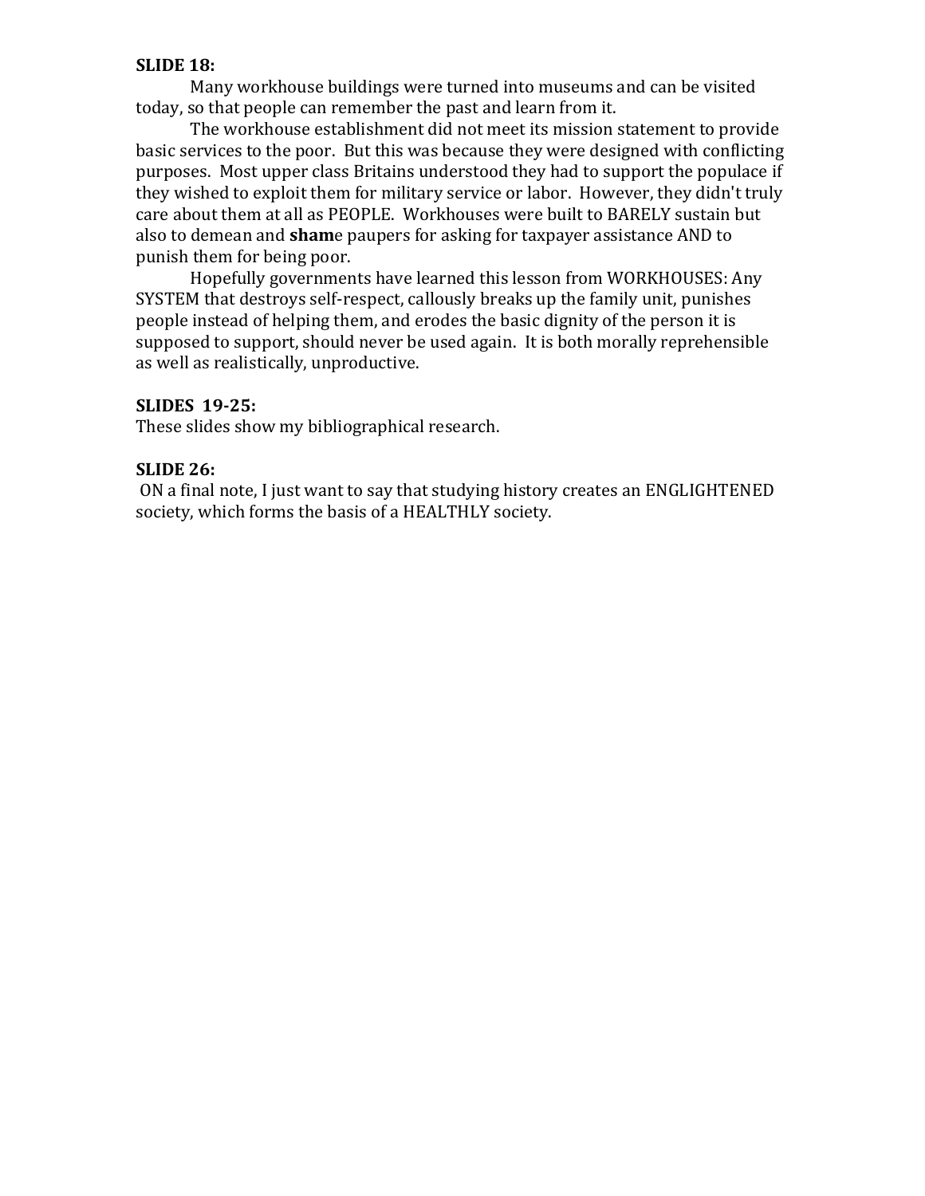**SLIDE 18:**

Many workhouse buildings were turned into museums and can be visited today, so that people can remember the past and learn from it.

The workhouse establishment did not meet its mission statement to provide basic services to the poor. But this was because they were designed with conflicting purposes. Most upper class Britains understood they had to support the populace if they wished to exploit them for military service or labor. However, they didn't truly care about them at all as PEOPLE. Workhouses were built to BARELY sustain but also to demean and **sham**e paupers for asking for taxpayer assistance AND to punish them for being poor.

Hopefully governments have learned this lesson from WORKHOUSES: Any SYSTEM that destroys self-respect, callously breaks up the family unit, punishes people instead of helping them, and erodes the basic dignity of the person it is supposed to support, should never be used again. It is both morally reprehensible as well as realistically, unproductive.

**SLIDES 19-25:**

These slides show my bibliographical research.

**SLIDE 26:**

ON a final note, I just want to say that studying history creates an ENGLIGHTENED society, which forms the basis of a HEALTHLY society.